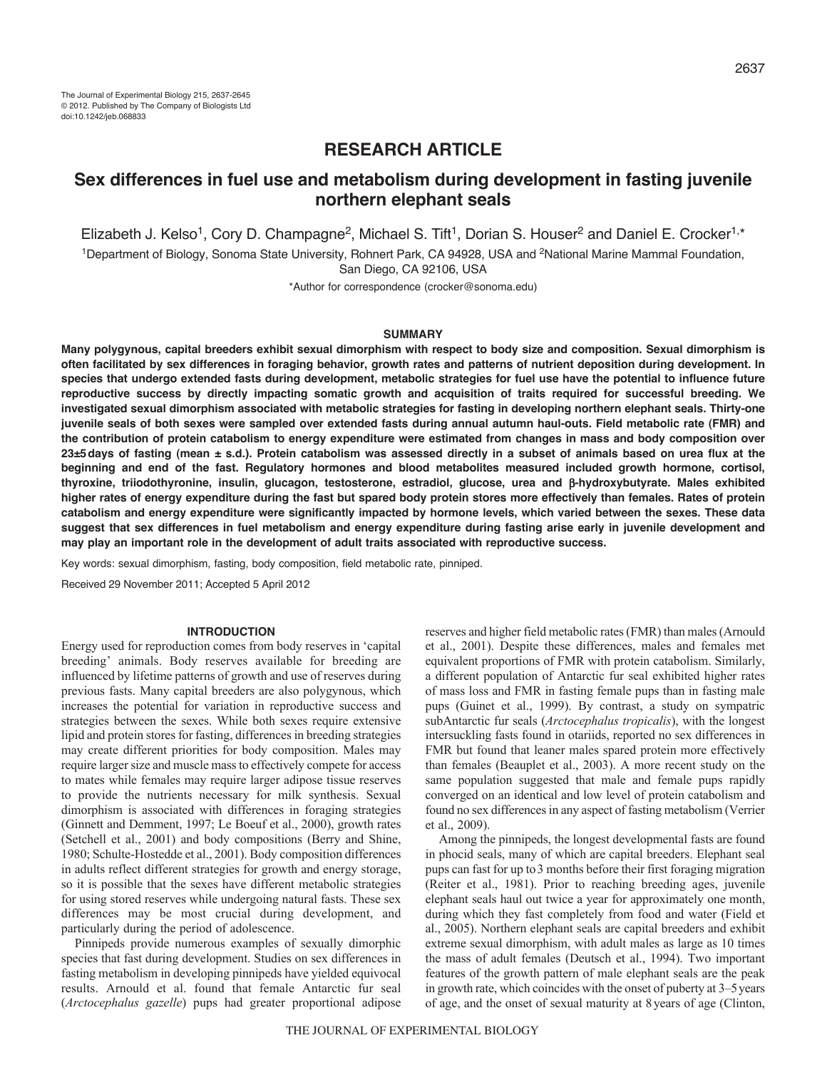The Journal of Experimental Biology 215, 2637-2645
© 2012. Published by The Company of Biologists Ltd
doi:10.1242/jeb.068833

## RESEARCH ARTICLE

# Sex differences in fuel use and metabolism during development in fasting juvenile northern elephant seals

Elizabeth J. Kelso[1], Cory D. Champagne[2], Michael S. Tift[1], Dorian S. Houser[2] and Daniel E. Crocker[1,*]

[1]Department of Biology, Sonoma State University, Rohnert Park, CA 94928, USA and [2]National Marine Mammal Foundation, San Diego, CA 92106, USA

*Author for correspondence (crocker@sonoma.edu)

### SUMMARY

**Many polygynous, capital breeders exhibit sexual dimorphism with respect to body size and composition. Sexual dimorphism is often facilitated by sex differences in foraging behavior, growth rates and patterns of nutrient deposition during development. In species that undergo extended fasts during development, metabolic strategies for fuel use have the potential to influence future reproductive success by directly impacting somatic growth and acquisition of traits required for successful breeding. We investigated sexual dimorphism associated with metabolic strategies for fasting in developing northern elephant seals. Thirty-one juvenile seals of both sexes were sampled over extended fasts during annual autumn haul-outs. Field metabolic rate (FMR) and the contribution of protein catabolism to energy expenditure were estimated from changes in mass and body composition over 23±5 days of fasting (mean ± s.d.). Protein catabolism was assessed directly in a subset of animals based on urea flux at the beginning and end of the fast. Regulatory hormones and blood metabolites measured included growth hormone, cortisol, thyroxine, triiodothyronine, insulin, glucagon, testosterone, estradiol, glucose, urea and β-hydroxybutyrate. Males exhibited higher rates of energy expenditure during the fast but spared body protein stores more effectively than females. Rates of protein catabolism and energy expenditure were significantly impacted by hormone levels, which varied between the sexes. These data suggest that sex differences in fuel metabolism and energy expenditure during fasting arise early in juvenile development and may play an important role in the development of adult traits associated with reproductive success.**

Key words: sexual dimorphism, fasting, body composition, field metabolic rate, pinniped.

Received 29 November 2011; Accepted 5 April 2012

### INTRODUCTION

Energy used for reproduction comes from body reserves in 'capital breeding' animals. Body reserves available for breeding are influenced by lifetime patterns of growth and use of reserves during previous fasts. Many capital breeders are also polygynous, which increases the potential for variation in reproductive success and strategies between the sexes. While both sexes require extensive lipid and protein stores for fasting, differences in breeding strategies may create different priorities for body composition. Males may require larger size and muscle mass to effectively compete for access to mates while females may require larger adipose tissue reserves to provide the nutrients necessary for milk synthesis. Sexual dimorphism is associated with differences in foraging strategies (Ginnett and Demment, 1997; Le Boeuf et al., 2000), growth rates (Setchell et al., 2001) and body compositions (Berry and Shine, 1980; Schulte-Hostedde et al., 2001). Body composition differences in adults reflect different strategies for growth and energy storage, so it is possible that the sexes have different metabolic strategies for using stored reserves while undergoing natural fasts. These sex differences may be most crucial during development, and particularly during the period of adolescence.

Pinnipeds provide numerous examples of sexually dimorphic species that fast during development. Studies on sex differences in fasting metabolism in developing pinnipeds have yielded equivocal results. Arnould et al. found that female Antarctic fur seal (*Arctocephalus gazelle*) pups had greater proportional adipose reserves and higher field metabolic rates (FMR) than males (Arnould et al., 2001). Despite these differences, males and females met equivalent proportions of FMR with protein catabolism. Similarly, a different population of Antarctic fur seal exhibited higher rates of mass loss and FMR in fasting female pups than in fasting male pups (Guinet et al., 1999). By contrast, a study on sympatric subAntarctic fur seals (*Arctocephalus tropicalis*), with the longest intersuckling fasts found in otariids, reported no sex differences in FMR but found that leaner males spared protein more effectively than females (Beauplet et al., 2003). A more recent study on the same population suggested that male and female pups rapidly converged on an identical and low level of protein catabolism and found no sex differences in any aspect of fasting metabolism (Verrier et al., 2009).

Among the pinnipeds, the longest developmental fasts are found in phocid seals, many of which are capital breeders. Elephant seal pups can fast for up to 3 months before their first foraging migration (Reiter et al., 1981). Prior to reaching breeding ages, juvenile elephant seals haul out twice a year for approximately one month, during which they fast completely from food and water (Field et al., 2005). Northern elephant seals are capital breeders and exhibit extreme sexual dimorphism, with adult males as large as 10 times the mass of adult females (Deutsch et al., 1994). Two important features of the growth pattern of male elephant seals are the peak in growth rate, which coincides with the onset of puberty at 3–5 years of age, and the onset of sexual maturity at 8 years of age (Clinton,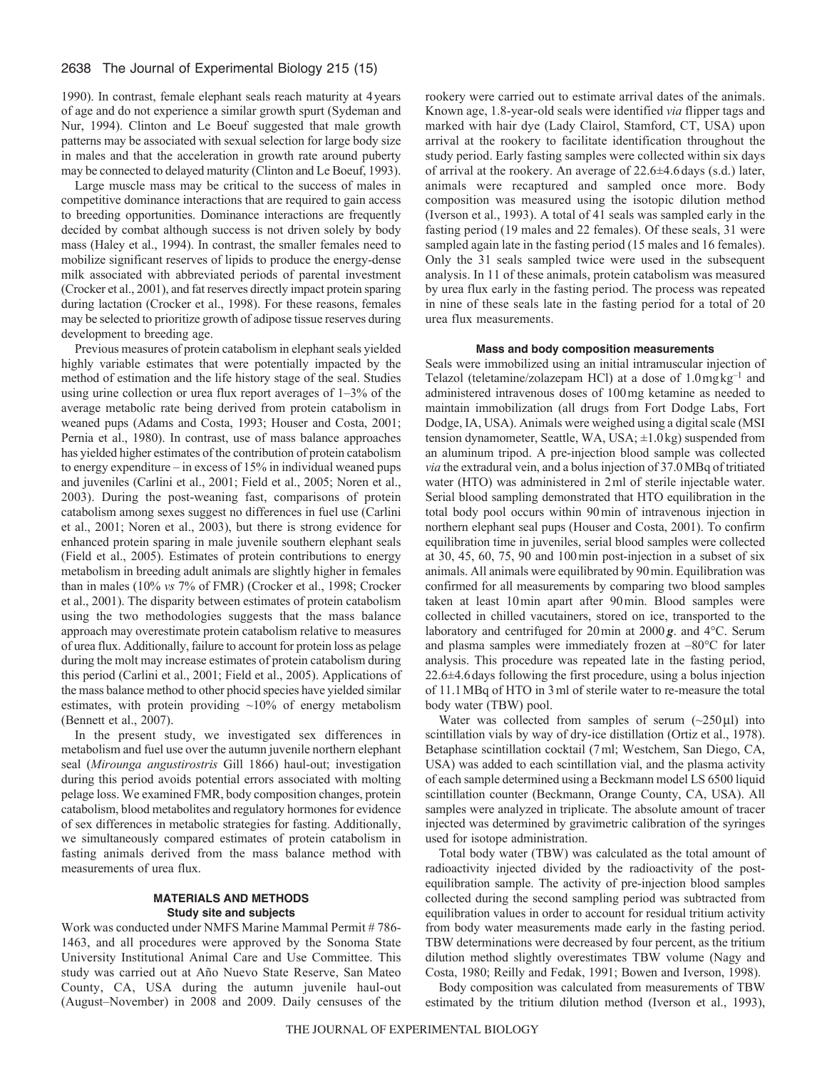1990). In contrast, female elephant seals reach maturity at 4 years of age and do not experience a similar growth spurt (Sydeman and Nur, 1994). Clinton and Le Boeuf suggested that male growth patterns may be associated with sexual selection for large body size in males and that the acceleration in growth rate around puberty may be connected to delayed maturity (Clinton and Le Boeuf, 1993).

Large muscle mass may be critical to the success of males in competitive dominance interactions that are required to gain access to breeding opportunities. Dominance interactions are frequently decided by combat although success is not driven solely by body mass (Haley et al., 1994). In contrast, the smaller females need to mobilize significant reserves of lipids to produce the energy-dense milk associated with abbreviated periods of parental investment (Crocker et al., 2001), and fat reserves directly impact protein sparing during lactation (Crocker et al., 1998). For these reasons, females may be selected to prioritize growth of adipose tissue reserves during development to breeding age.

Previous measures of protein catabolism in elephant seals yielded highly variable estimates that were potentially impacted by the method of estimation and the life history stage of the seal. Studies using urine collection or urea flux report averages of 1–3% of the average metabolic rate being derived from protein catabolism in weaned pups (Adams and Costa, 1993; Houser and Costa, 2001; Pernia et al., 1980). In contrast, use of mass balance approaches has yielded higher estimates of the contribution of protein catabolism to energy expenditure – in excess of 15% in individual weaned pups and juveniles (Carlini et al., 2001; Field et al., 2005; Noren et al., 2003). During the post-weaning fast, comparisons of protein catabolism among sexes suggest no differences in fuel use (Carlini et al., 2001; Noren et al., 2003), but there is strong evidence for enhanced protein sparing in male juvenile southern elephant seals (Field et al., 2005). Estimates of protein contributions to energy metabolism in breeding adult animals are slightly higher in females than in males (10% *vs* 7% of FMR) (Crocker et al., 1998; Crocker et al., 2001). The disparity between estimates of protein catabolism using the two methodologies suggests that the mass balance approach may overestimate protein catabolism relative to measures of urea flux. Additionally, failure to account for protein loss as pelage during the molt may increase estimates of protein catabolism during this period (Carlini et al., 2001; Field et al., 2005). Applications of the mass balance method to other phocid species have yielded similar estimates, with protein providing ~10% of energy metabolism (Bennett et al., 2007).

In the present study, we investigated sex differences in metabolism and fuel use over the autumn juvenile northern elephant seal (*Mirounga angustirostris* Gill 1866) haul-out; investigation during this period avoids potential errors associated with molting pelage loss. We examined FMR, body composition changes, protein catabolism, blood metabolites and regulatory hormones for evidence of sex differences in metabolic strategies for fasting. Additionally, we simultaneously compared estimates of protein catabolism in fasting animals derived from the mass balance method with measurements of urea flux.

## MATERIALS AND METHODS

### Study site and subjects

Work was conducted under NMFS Marine Mammal Permit # 786-1463, and all procedures were approved by the Sonoma State University Institutional Animal Care and Use Committee. This study was carried out at Año Nuevo State Reserve, San Mateo County, CA, USA during the autumn juvenile haul-out (August–November) in 2008 and 2009. Daily censuses of the rookery were carried out to estimate arrival dates of the animals. Known age, 1.8-year-old seals were identified *via* flipper tags and marked with hair dye (Lady Clairol, Stamford, CT, USA) upon arrival at the rookery to facilitate identification throughout the study period. Early fasting samples were collected within six days of arrival at the rookery. An average of 22.6±4.6 days (s.d.) later, animals were recaptured and sampled once more. Body composition was measured using the isotopic dilution method (Iverson et al., 1993). A total of 41 seals was sampled early in the fasting period (19 males and 22 females). Of these seals, 31 were sampled again late in the fasting period (15 males and 16 females). Only the 31 seals sampled twice were used in the subsequent analysis. In 11 of these animals, protein catabolism was measured by urea flux early in the fasting period. The process was repeated in nine of these seals late in the fasting period for a total of 20 urea flux measurements.

### Mass and body composition measurements

Seals were immobilized using an initial intramuscular injection of Telazol (teletamine/zolazepam HCl) at a dose of 1.0 mg kg$^{-1}$ and administered intravenous doses of 100 mg ketamine as needed to maintain immobilization (all drugs from Fort Dodge Labs, Fort Dodge, IA, USA). Animals were weighed using a digital scale (MSI tension dynamometer, Seattle, WA, USA; ±1.0 kg) suspended from an aluminum tripod. A pre-injection blood sample was collected *via* the extradural vein, and a bolus injection of 37.0 MBq of tritiated water (HTO) was administered in 2 ml of sterile injectable water. Serial blood sampling demonstrated that HTO equilibration in the total body pool occurs within 90 min of intravenous injection in northern elephant seal pups (Houser and Costa, 2001). To confirm equilibration time in juveniles, serial blood samples were collected at 30, 45, 60, 75, 90 and 100 min post-injection in a subset of six animals. All animals were equilibrated by 90 min. Equilibration was confirmed for all measurements by comparing two blood samples taken at least 10 min apart after 90 min. Blood samples were collected in chilled vacutainers, stored on ice, transported to the laboratory and centrifuged for 20 min at 2000 ***g***. and 4°C. Serum and plasma samples were immediately frozen at –80°C for later analysis. This procedure was repeated late in the fasting period, 22.6±4.6 days following the first procedure, using a bolus injection of 11.1 MBq of HTO in 3 ml of sterile water to re-measure the total body water (TBW) pool.

Water was collected from samples of serum (~250 μl) into scintillation vials by way of dry-ice distillation (Ortiz et al., 1978). Betaphase scintillation cocktail (7 ml; Westchem, San Diego, CA, USA) was added to each scintillation vial, and the plasma activity of each sample determined using a Beckmann model LS 6500 liquid scintillation counter (Beckmann, Orange County, CA, USA). All samples were analyzed in triplicate. The absolute amount of tracer injected was determined by gravimetric calibration of the syringes used for isotope administration.

Total body water (TBW) was calculated as the total amount of radioactivity injected divided by the radioactivity of the post-equilibration sample. The activity of pre-injection blood samples collected during the second sampling period was subtracted from equilibration values in order to account for residual tritium activity from body water measurements made early in the fasting period. TBW determinations were decreased by four percent, as the tritium dilution method slightly overestimates TBW volume (Nagy and Costa, 1980; Reilly and Fedak, 1991; Bowen and Iverson, 1998).

Body composition was calculated from measurements of TBW estimated by the tritium dilution method (Iverson et al., 1993),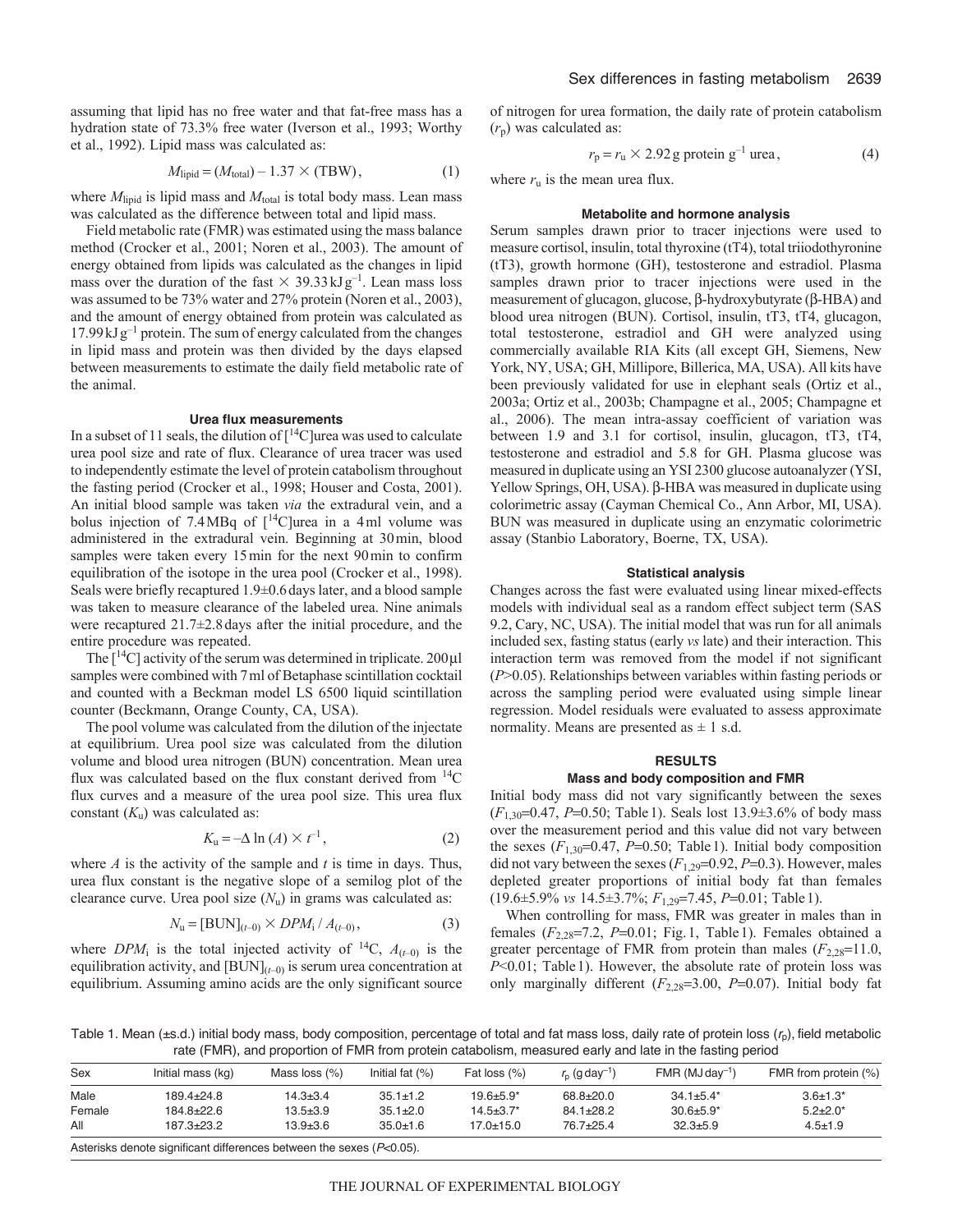assuming that lipid has no free water and that fat-free mass has a hydration state of 73.3% free water (Iverson et al., 1993; Worthy et al., 1992). Lipid mass was calculated as:

$$M_{\text{lipid}} = (M_{\text{total}}) - 1.37 \times (\text{TBW}), \quad (1)$$

where $M_{\text{lipid}}$ is lipid mass and $M_{\text{total}}$ is total body mass. Lean mass was calculated as the difference between total and lipid mass.

Field metabolic rate (FMR) was estimated using the mass balance method (Crocker et al., 2001; Noren et al., 2003). The amount of energy obtained from lipids was calculated as the changes in lipid mass over the duration of the fast $\times$ 39.33 kJ g$^{-1}$. Lean mass loss was assumed to be 73% water and 27% protein (Noren et al., 2003), and the amount of energy obtained from protein was calculated as 17.99 kJ g$^{-1}$ protein. The sum of energy calculated from the changes in lipid mass and protein was then divided by the days elapsed between measurements to estimate the daily field metabolic rate of the animal.

### Urea flux measurements

In a subset of 11 seals, the dilution of [$^{14}$C]urea was used to calculate urea pool size and rate of flux. Clearance of urea tracer was used to independently estimate the level of protein catabolism throughout the fasting period (Crocker et al., 1998; Houser and Costa, 2001). An initial blood sample was taken *via* the extradural vein, and a bolus injection of 7.4 MBq of [$^{14}$C]urea in a 4 ml volume was administered in the extradural vein. Beginning at 30 min, blood samples were taken every 15 min for the next 90 min to confirm equilibration of the isotope in the urea pool (Crocker et al., 1998). Seals were briefly recaptured 1.9±0.6 days later, and a blood sample was taken to measure clearance of the labeled urea. Nine animals were recaptured 21.7±2.8 days after the initial procedure, and the entire procedure was repeated.

The [$^{14}$C] activity of the serum was determined in triplicate. 200 μl samples were combined with 7 ml of Betaphase scintillation cocktail and counted with a Beckman model LS 6500 liquid scintillation counter (Beckmann, Orange County, CA, USA).

The pool volume was calculated from the dilution of the injectate at equilibrium. Urea pool size was calculated from the dilution volume and blood urea nitrogen (BUN) concentration. Mean urea flux was calculated based on the flux constant derived from $^{14}$C flux curves and a measure of the urea pool size. This urea flux constant ($K_u$) was calculated as:

$$K_u = -\Delta \ln (A) \times t^{-1}, \quad (2)$$

where $A$ is the activity of the sample and $t$ is time in days. Thus, urea flux constant is the negative slope of a semilog plot of the clearance curve. Urea pool size ($N_u$) in grams was calculated as:

$$N_u = [\text{BUN}]_{(t-0)} \times DPM_i \,/\, A_{(t-0)}, \quad (3)$$

where $DPM_i$ is the total injected activity of $^{14}$C, $A_{(t-0)}$ is the equilibration activity, and $[\text{BUN}]_{(t-0)}$ is serum urea concentration at equilibrium. Assuming amino acids are the only significant source of nitrogen for urea formation, the daily rate of protein catabolism ($r_p$) was calculated as:

$$r_p = r_u \times 2.92 \,\text{g protein g}^{-1}\text{ urea}, \quad (4)$$

where $r_u$ is the mean urea flux.

### Metabolite and hormone analysis

Serum samples drawn prior to tracer injections were used to measure cortisol, insulin, total thyroxine (tT4), total triiodothyronine (tT3), growth hormone (GH), testosterone and estradiol. Plasma samples drawn prior to tracer injections were used in the measurement of glucagon, glucose, β-hydroxybutyrate (β-HBA) and blood urea nitrogen (BUN). Cortisol, insulin, tT3, tT4, glucagon, total testosterone, estradiol and GH were analyzed using commercially available RIA Kits (all except GH, Siemens, New York, NY, USA; GH, Millipore, Billerica, MA, USA). All kits have been previously validated for use in elephant seals (Ortiz et al., 2003a; Ortiz et al., 2003b; Champagne et al., 2005; Champagne et al., 2006). The mean intra-assay coefficient of variation was between 1.9 and 3.1 for cortisol, insulin, glucagon, tT3, tT4, testosterone and estradiol and 5.8 for GH. Plasma glucose was measured in duplicate using an YSI 2300 glucose autoanalyzer (YSI, Yellow Springs, OH, USA). β-HBA was measured in duplicate using colorimetric assay (Cayman Chemical Co., Ann Arbor, MI, USA). BUN was measured in duplicate using an enzymatic colorimetric assay (Stanbio Laboratory, Boerne, TX, USA).

### Statistical analysis

Changes across the fast were evaluated using linear mixed-effects models with individual seal as a random effect subject term (SAS 9.2, Cary, NC, USA). The initial model that was run for all animals included sex, fasting status (early *vs* late) and their interaction. This interaction term was removed from the model if not significant ($P$>0.05). Relationships between variables within fasting periods or across the sampling period were evaluated using simple linear regression. Model residuals were evaluated to assess approximate normality. Means are presented as ± 1 s.d.

## RESULTS

### Mass and body composition and FMR

Initial body mass did not vary significantly between the sexes ($F_{1,30}$=0.47, $P$=0.50; Table 1). Seals lost 13.9±3.6% of body mass over the measurement period and this value did not vary between the sexes ($F_{1,30}$=0.47, $P$=0.50; Table 1). Initial body composition did not vary between the sexes ($F_{1,29}$=0.92, $P$=0.3). However, males depleted greater proportions of initial body fat than females (19.6±5.9% *vs* 14.5±3.7%; $F_{1,29}$=7.45, $P$=0.01; Table 1).

When controlling for mass, FMR was greater in males than in females ($F_{2,28}$=7.2, $P$=0.01; Fig. 1, Table 1). Females obtained a greater percentage of FMR from protein than males ($F_{2,28}$=11.0, $P$<0.01; Table 1). However, the absolute rate of protein loss was only marginally different ($F_{2,28}$=3.00, $P$=0.07). Initial body fat

Table 1. Mean (±s.d.) initial body mass, body composition, percentage of total and fat mass loss, daily rate of protein loss ($r_p$), field metabolic rate (FMR), and proportion of FMR from protein catabolism, measured early and late in the fasting period

| Sex | Initial mass (kg) | Mass loss (%) | Initial fat (%) | Fat loss (%) | $r_p$ (g day$^{-1}$) | FMR (MJ day$^{-1}$) | FMR from protein (%) |
|---|---|---|---|---|---|---|---|
| Male | 189.4±24.8 | 14.3±3.4 | 35.1±1.2 | 19.6±5.9* | 68.8±20.0 | 34.1±5.4* | 3.6±1.3* |
| Female | 184.8±22.6 | 13.5±3.9 | 35.1±2.0 | 14.5±3.7* | 84.1±28.2 | 30.6±5.9* | 5.2±2.0* |
| All | 187.3±23.2 | 13.9±3.6 | 35.0±1.6 | 17.0±15.0 | 76.7±25.4 | 32.3±5.9 | 4.5±1.9 |

Asterisks denote significant differences between the sexes ($P$<0.05).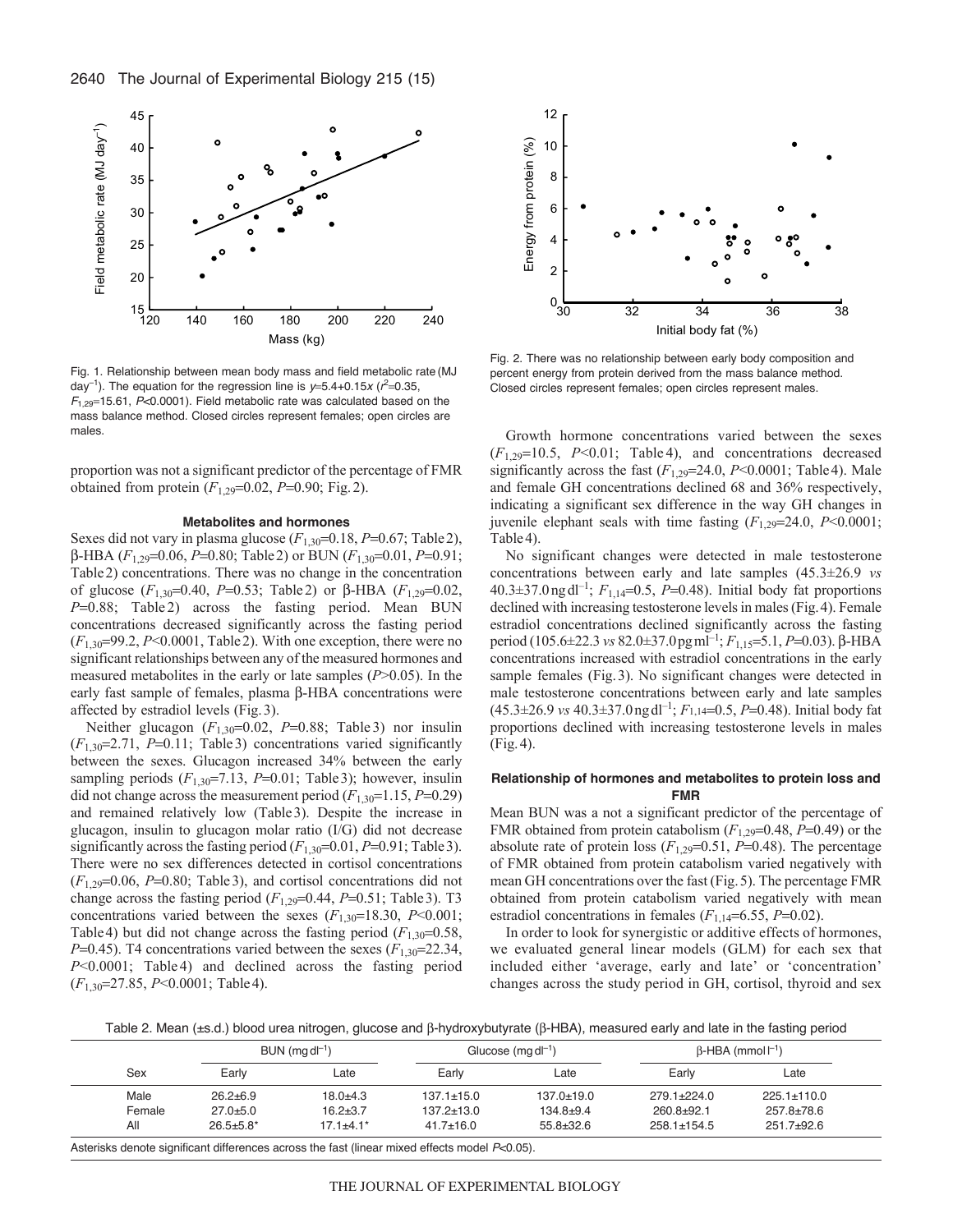Fig. 1. Relationship between mean body mass and field metabolic rate (MJ day$^{-1}$). The equation for the regression line is $y$=5.4+0.15$x$ ($r^2$=0.35, $F_{1,29}$=15.61, $P$<0.0001). Field metabolic rate was calculated based on the mass balance method. Closed circles represent females; open circles are males.

Fig. 2. There was no relationship between early body composition and percent energy from protein derived from the mass balance method. Closed circles represent females; open circles represent males.

proportion was not a significant predictor of the percentage of FMR obtained from protein ($F_{1,29}$=0.02, $P$=0.90; Fig. 2).

#### Metabolites and hormones

Sexes did not vary in plasma glucose ($F_{1,30}$=0.18, $P$=0.67; Table 2), β-HBA ($F_{1,29}$=0.06, $P$=0.80; Table 2) or BUN ($F_{1,30}$=0.01, $P$=0.91; Table 2) concentrations. There was no change in the concentration of glucose ($F_{1,30}$=0.40, $P$=0.53; Table 2) or β-HBA ($F_{1,29}$=0.02, $P$=0.88; Table 2) across the fasting period. Mean BUN concentrations decreased significantly across the fasting period ($F_{1,30}$=99.2, $P$<0.0001, Table 2). With one exception, there were no significant relationships between any of the measured hormones and measured metabolites in the early or late samples ($P$>0.05). In the early fast sample of females, plasma β-HBA concentrations were affected by estradiol levels (Fig. 3).

Neither glucagon ($F_{1,30}$=0.02, $P$=0.88; Table 3) nor insulin ($F_{1,30}$=2.71, $P$=0.11; Table 3) concentrations varied significantly between the sexes. Glucagon increased 34% between the early sampling periods ($F_{1,30}$=7.13, $P$=0.01; Table 3); however, insulin did not change across the measurement period ($F_{1,30}$=1.15, $P$=0.29) and remained relatively low (Table 3). Despite the increase in glucagon, insulin to glucagon molar ratio (I/G) did not decrease significantly across the fasting period ($F_{1,30}$=0.01, $P$=0.91; Table 3). There were no sex differences detected in cortisol concentrations ($F_{1,29}$=0.06, $P$=0.80; Table 3), and cortisol concentrations did not change across the fasting period ($F_{1,29}$=0.44, $P$=0.51; Table 3). T3 concentrations varied between the sexes ($F_{1,30}$=18.30, $P$<0.001; Table 4) but did not change across the fasting period ($F_{1,30}$=0.58, $P$=0.45). T4 concentrations varied between the sexes ($F_{1,30}$=22.34, $P$<0.0001; Table 4) and declined across the fasting period ($F_{1,30}$=27.85, $P$<0.0001; Table 4).

Growth hormone concentrations varied between the sexes ($F_{1,29}$=10.5, $P$<0.01; Table 4), and concentrations decreased significantly across the fast ($F_{1,29}$=24.0, $P$<0.0001; Table 4). Male and female GH concentrations declined 68 and 36% respectively, indicating a significant sex difference in the way GH changes in juvenile elephant seals with time fasting ($F_{1,29}$=24.0, $P$<0.0001; Table 4).

No significant changes were detected in male testosterone concentrations between early and late samples (45.3±26.9 *vs* 40.3±37.0 ng dl$^{-1}$; $F_{1,14}$=0.5, $P$=0.48). Initial body fat proportions declined with increasing testosterone levels in males (Fig. 4). Female estradiol concentrations declined significantly across the fasting period (105.6±22.3 *vs* 82.0±37.0 pg ml$^{-1}$; $F_{1,15}$=5.1, $P$=0.03). β-HBA concentrations increased with estradiol concentrations in the early sample females (Fig. 3). No significant changes were detected in male testosterone concentrations between early and late samples (45.3±26.9 *vs* 40.3±37.0 ng dl$^{-1}$; $F_{1,14}$=0.5, $P$=0.48). Initial body fat proportions declined with increasing testosterone levels in males (Fig. 4).

#### Relationship of hormones and metabolites to protein loss and FMR

Mean BUN was a not a significant predictor of the percentage of FMR obtained from protein catabolism ($F_{1,29}$=0.48, $P$=0.49) or the absolute rate of protein loss ($F_{1,29}$=0.51, $P$=0.48). The percentage of FMR obtained from protein catabolism varied negatively with mean GH concentrations over the fast (Fig. 5). The percentage FMR obtained from protein catabolism varied negatively with mean estradiol concentrations in females ($F_{1,14}$=6.55, $P$=0.02).

In order to look for synergistic or additive effects of hormones, we evaluated general linear models (GLM) for each sex that included either 'average, early and late' or 'concentration' changes across the study period in GH, cortisol, thyroid and sex

Table 2. Mean (±s.d.) blood urea nitrogen, glucose and β-hydroxybutyrate (β-HBA), measured early and late in the fasting period

| | BUN (mg dl$^{-1}$) | | Glucose (mg dl$^{-1}$) | | β-HBA (mmol l$^{-1}$) | |
|---|---|---|---|---|---|---|
| Sex | Early | Late | Early | Late | Early | Late |
| Male | 26.2±6.9 | 18.0±4.3 | 137.1±15.0 | 137.0±19.0 | 279.1±224.0 | 225.1±110.0 |
| Female | 27.0±5.0 | 16.2±3.7 | 137.2±13.0 | 134.8±9.4 | 260.8±92.1 | 257.8±78.6 |
| All | 26.5±5.8* | 17.1±4.1* | 41.7±16.0 | 55.8±32.6 | 258.1±154.5 | 251.7±92.6 |

Asterisks denote significant differences across the fast (linear mixed effects model $P$<0.05).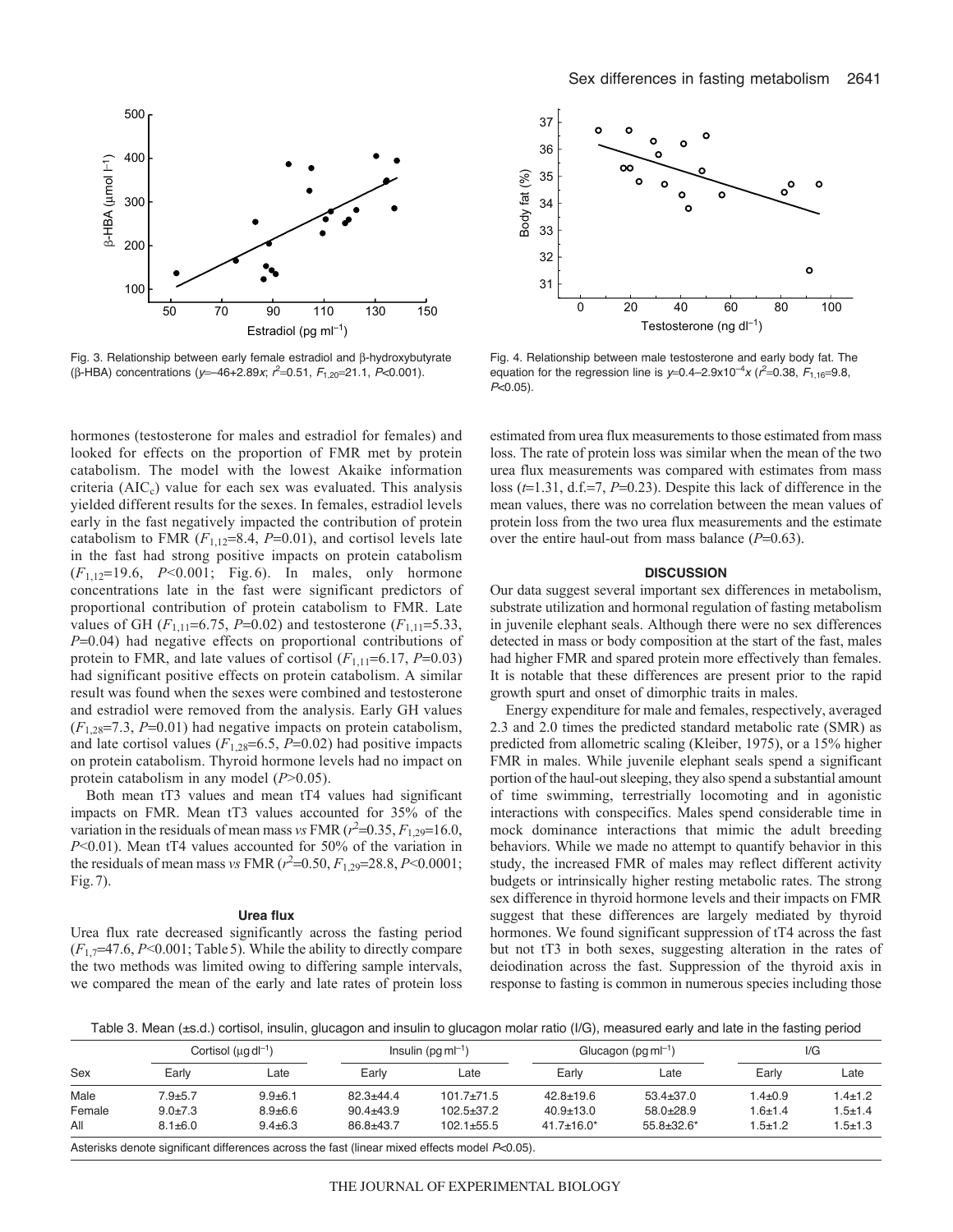Fig. 3. Relationship between early female estradiol and β-hydroxybutyrate (β-HBA) concentrations ($y$=–46+2.89$x$; $r^2$=0.51, $F_{1,20}$=21.1, $P$<0.001).

Fig. 4. Relationship between male testosterone and early body fat. The equation for the regression line is $y$=0.4–2.9x10$^{-4}$$x$ ($r^2$=0.38, $F_{1,16}$=9.8, $P$<0.05).

hormones (testosterone for males and estradiol for females) and looked for effects on the proportion of FMR met by protein catabolism. The model with the lowest Akaike information criteria ($AIC_c$) value for each sex was evaluated. This analysis yielded different results for the sexes. In females, estradiol levels early in the fast negatively impacted the contribution of protein catabolism to FMR ($F_{1,12}$=8.4, $P$=0.01), and cortisol levels late in the fast had strong positive impacts on protein catabolism ($F_{1,12}$=19.6, $P$<0.001; Fig. 6). In males, only hormone concentrations late in the fast were significant predictors of proportional contribution of protein catabolism to FMR. Late values of GH ($F_{1,11}$=6.75, $P$=0.02) and testosterone ($F_{1,11}$=5.33, $P$=0.04) had negative effects on proportional contributions of protein to FMR, and late values of cortisol ($F_{1,11}$=6.17, $P$=0.03) had significant positive effects on protein catabolism. A similar result was found when the sexes were combined and testosterone and estradiol were removed from the analysis. Early GH values ($F_{1,28}$=7.3, $P$=0.01) had negative impacts on protein catabolism, and late cortisol values ($F_{1,28}$=6.5, $P$=0.02) had positive impacts on protein catabolism. Thyroid hormone levels had no impact on protein catabolism in any model ($P$>0.05).

Both mean tT3 values and mean tT4 values had significant impacts on FMR. Mean tT3 values accounted for 35% of the variation in the residuals of mean mass *vs* FMR ($r^2$=0.35, $F_{1,29}$=16.0, $P$<0.01). Mean tT4 values accounted for 50% of the variation in the residuals of mean mass *vs* FMR ($r^2$=0.50, $F_{1,29}$=28.8, $P$<0.0001; Fig. 7).

### Urea flux

Urea flux rate decreased significantly across the fasting period ($F_{1,7}$=47.6, $P$<0.001; Table 5). While the ability to directly compare the two methods was limited owing to differing sample intervals, we compared the mean of the early and late rates of protein loss estimated from urea flux measurements to those estimated from mass loss. The rate of protein loss was similar when the mean of the two urea flux measurements was compared with estimates from mass loss ($t$=1.31, d.f.=7, $P$=0.23). Despite this lack of difference in the mean values, there was no correlation between the mean values of protein loss from the two urea flux measurements and the estimate over the entire haul-out from mass balance ($P$=0.63).

## DISCUSSION

Our data suggest several important sex differences in metabolism, substrate utilization and hormonal regulation of fasting metabolism in juvenile elephant seals. Although there were no sex differences detected in mass or body composition at the start of the fast, males had higher FMR and spared protein more effectively than females. It is notable that these differences are present prior to the rapid growth spurt and onset of dimorphic traits in males.

Energy expenditure for male and females, respectively, averaged 2.3 and 2.0 times the predicted standard metabolic rate (SMR) as predicted from allometric scaling (Kleiber, 1975), or a 15% higher FMR in males. While juvenile elephant seals spend a significant portion of the haul-out sleeping, they also spend a substantial amount of time swimming, terrestrially locomoting and in agonistic interactions with conspecifics. Males spend considerable time in mock dominance interactions that mimic the adult breeding behaviors. While we made no attempt to quantify behavior in this study, the increased FMR of males may reflect different activity budgets or intrinsically higher resting metabolic rates. The strong sex difference in thyroid hormone levels and their impacts on FMR suggest that these differences are largely mediated by thyroid hormones. We found significant suppression of tT4 across the fast but not tT3 in both sexes, suggesting alteration in the rates of deiodination across the fast. Suppression of the thyroid axis in response to fasting is common in numerous species including those

Table 3. Mean (±s.d.) cortisol, insulin, glucagon and insulin to glucagon molar ratio (I/G), measured early and late in the fasting period

| | Cortisol (µg dl$^{-1}$) | | Insulin (pg ml$^{-1}$) | | Glucagon (pg ml$^{-1}$) | | I/G | |
|---|---|---|---|---|---|---|---|---|
| Sex | Early | Late | Early | Late | Early | Late | Early | Late |
| Male | 7.9±5.7 | 9.9±6.1 | 82.3±44.4 | 101.7±71.5 | 42.8±19.6 | 53.4±37.0 | 1.4±0.9 | 1.4±1.2 |
| Female | 9.0±7.3 | 8.9±6.6 | 90.4±43.9 | 102.5±37.2 | 40.9±13.0 | 58.0±28.9 | 1.6±1.4 | 1.5±1.4 |
| All | 8.1±6.0 | 9.4±6.3 | 86.8±43.7 | 102.1±55.5 | 41.7±16.0* | 55.8±32.6* | 1.5±1.2 | 1.5±1.3 |

Asterisks denote significant differences across the fast (linear mixed effects model $P$<0.05).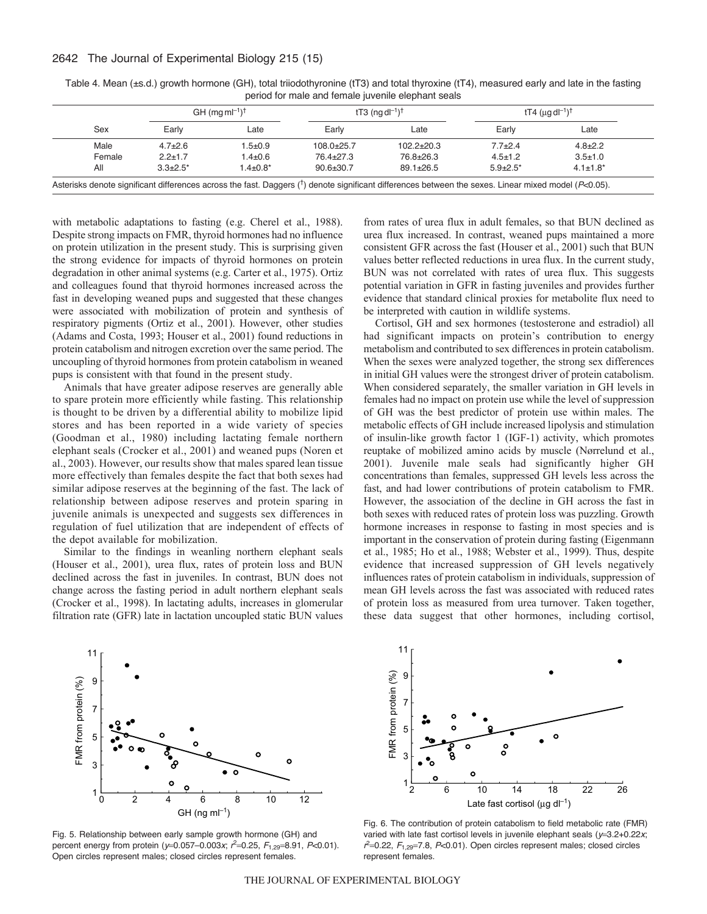Table 4. Mean (±s.d.) growth hormone (GH), total triiodothyronine (tT3) and total thyroxine (tT4), measured early and late in the fasting period for male and female juvenile elephant seals

| | GH (ng ml$^{-1}$)† | | tT3 (ng dl$^{-1}$)† | | tT4 (μg dl$^{-1}$)† | |
|---|---|---|---|---|---|---|
| Sex | Early | Late | Early | Late | Early | Late |
| Male | 4.7±2.6 | 1.5±0.9 | 108.0±25.7 | 102.2±20.3 | 7.7±2.4 | 4.8±2.2 |
| Female | 2.2±1.7 | 1.4±0.6 | 76.4±27.3 | 76.8±26.3 | 4.5±1.2 | 3.5±1.0 |
| All | 3.3±2.5* | 1.4±0.8* | 90.6±30.7 | 89.1±26.5 | 5.9±2.5* | 4.1±1.8* |

Asterisks denote significant differences across the fast. Daggers (†) denote significant differences between the sexes. Linear mixed model ($P$<0.05).

with metabolic adaptations to fasting (e.g. Cherel et al., 1988). Despite strong impacts on FMR, thyroid hormones had no influence on protein utilization in the present study. This is surprising given the strong evidence for impacts of thyroid hormones on protein degradation in other animal systems (e.g. Carter et al., 1975). Ortiz and colleagues found that thyroid hormones increased across the fast in developing weaned pups and suggested that these changes were associated with mobilization of protein and synthesis of respiratory pigments (Ortiz et al., 2001). However, other studies (Adams and Costa, 1993; Houser et al., 2001) found reductions in protein catabolism and nitrogen excretion over the same period. The uncoupling of thyroid hormones from protein catabolism in weaned pups is consistent with that found in the present study.

Animals that have greater adipose reserves are generally able to spare protein more efficiently while fasting. This relationship is thought to be driven by a differential ability to mobilize lipid stores and has been reported in a wide variety of species (Goodman et al., 1980) including lactating female northern elephant seals (Crocker et al., 2001) and weaned pups (Noren et al., 2003). However, our results show that males spared lean tissue more effectively than females despite the fact that both sexes had similar adipose reserves at the beginning of the fast. The lack of relationship between adipose reserves and protein sparing in juvenile animals is unexpected and suggests sex differences in regulation of fuel utilization that are independent of effects of the depot available for mobilization.

Similar to the findings in weanling northern elephant seals (Houser et al., 2001), urea flux, rates of protein loss and BUN declined across the fast in juveniles. In contrast, BUN does not change across the fasting period in adult northern elephant seals (Crocker et al., 1998). In lactating adults, increases in glomerular filtration rate (GFR) late in lactation uncoupled static BUN values from rates of urea flux in adult females, so that BUN declined as urea flux increased. In contrast, weaned pups maintained a more consistent GFR across the fast (Houser et al., 2001) such that BUN values better reflected reductions in urea flux. In the current study, BUN was not correlated with rates of urea flux. This suggests potential variation in GFR in fasting juveniles and provides further evidence that standard clinical proxies for metabolite flux need to be interpreted with caution in wildlife systems.

Cortisol, GH and sex hormones (testosterone and estradiol) all had significant impacts on protein's contribution to energy metabolism and contributed to sex differences in protein catabolism. When the sexes were analyzed together, the strong sex differences in initial GH values were the strongest driver of protein catabolism. When considered separately, the smaller variation in GH levels in females had no impact on protein use while the level of suppression of GH was the best predictor of protein use within males. The metabolic effects of GH include increased lipolysis and stimulation of insulin-like growth factor 1 (IGF-1) activity, which promotes reuptake of mobilized amino acids by muscle (Nørrelund et al., 2001). Juvenile male seals had significantly higher GH concentrations than females, suppressed GH levels less across the fast, and had lower contributions of protein catabolism to FMR. However, the association of the decline in GH across the fast in both sexes with reduced rates of protein loss was puzzling. Growth hormone increases in response to fasting in most species and is important in the conservation of protein during fasting (Eigenmann et al., 1985; Ho et al., 1988; Webster et al., 1999). Thus, despite evidence that increased suppression of GH levels negatively influences rates of protein catabolism in individuals, suppression of mean GH levels across the fast was associated with reduced rates of protein loss as measured from urea turnover. Taken together, these data suggest that other hormones, including cortisol,

FMR from protein (%)
GH (ng ml$^{-1}$)

Fig. 5. Relationship between early sample growth hormone (GH) and percent energy from protein ($y$=0.057–0.003$x$; $r^2$=0.25, $F_{1,29}$=8.91, $P$<0.01). Open circles represent males; closed circles represent females.

FMR from protein (%)
Late fast cortisol (μg dl$^{-1}$)

Fig. 6. The contribution of protein catabolism to field metabolic rate (FMR) varied with late fast cortisol levels in juvenile elephant seals ($y$=3.2+0.22$x$; $r^2$=0.22, $F_{1,29}$=7.8, $P$<0.01). Open circles represent males; closed circles represent females.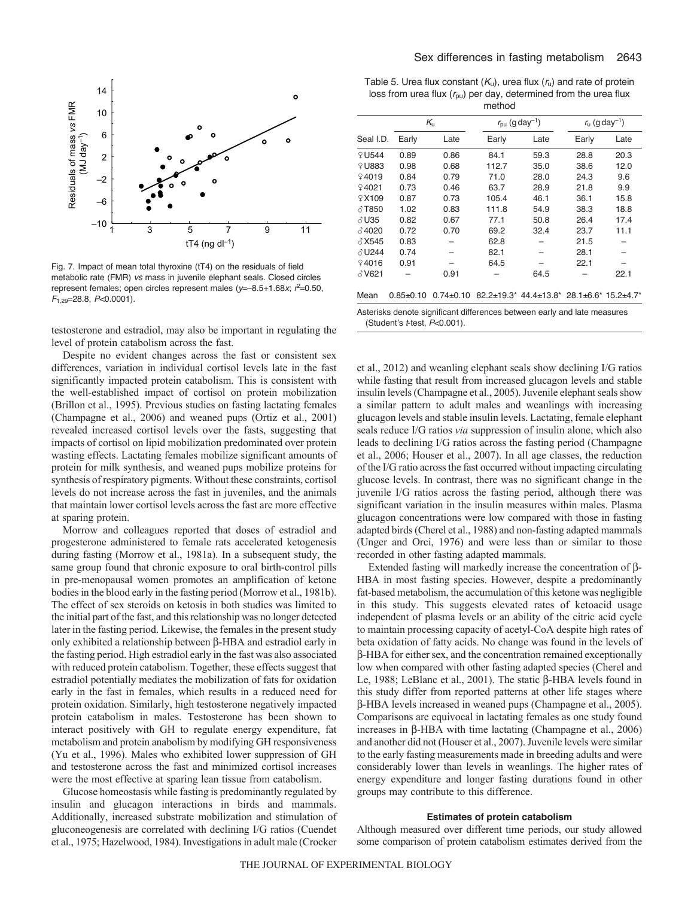Fig. 7. Impact of mean total thyroxine (tT4) on the residuals of field metabolic rate (FMR) *vs* mass in juvenile elephant seals. Closed circles represent females; open circles represent males ($y$=–8.5+1.68$x$; $r^2$=0.50, $F_{1,29}$=28.8, $P$<0.0001).

testosterone and estradiol, may also be important in regulating the level of protein catabolism across the fast.

Despite no evident changes across the fast or consistent sex differences, variation in individual cortisol levels late in the fast significantly impacted protein catabolism. This is consistent with the well-established impact of cortisol on protein mobilization (Brillon et al., 1995). Previous studies on fasting lactating females (Champagne et al., 2006) and weaned pups (Ortiz et al., 2001) revealed increased cortisol levels over the fasts, suggesting that impacts of cortisol on lipid mobilization predominated over protein wasting effects. Lactating females mobilize significant amounts of protein for milk synthesis, and weaned pups mobilize proteins for synthesis of respiratory pigments. Without these constraints, cortisol levels do not increase across the fast in juveniles, and the animals that maintain lower cortisol levels across the fast are more effective at sparing protein.

Morrow and colleagues reported that doses of estradiol and progesterone administered to female rats accelerated ketogenesis during fasting (Morrow et al., 1981a). In a subsequent study, the same group found that chronic exposure to oral birth-control pills in pre-menopausal women promotes an amplification of ketone bodies in the blood early in the fasting period (Morrow et al., 1981b). The effect of sex steroids on ketosis in both studies was limited to the initial part of the fast, and this relationship was no longer detected later in the fasting period. Likewise, the females in the present study only exhibited a relationship between β-HBA and estradiol early in the fasting period. High estradiol early in the fast was also associated with reduced protein catabolism. Together, these effects suggest that estradiol potentially mediates the mobilization of fats for oxidation early in the fast in females, which results in a reduced need for protein oxidation. Similarly, high testosterone negatively impacted protein catabolism in males. Testosterone has been shown to interact positively with GH to regulate energy expenditure, fat metabolism and protein anabolism by modifying GH responsiveness (Yu et al., 1996). Males who exhibited lower suppression of GH and testosterone across the fast and minimized cortisol increases were the most effective at sparing lean tissue from catabolism.

Glucose homeostasis while fasting is predominantly regulated by insulin and glucagon interactions in birds and mammals. Additionally, increased substrate mobilization and stimulation of gluconeogenesis are correlated with declining I/G ratios (Cuendet et al., 1975; Hazelwood, 1984). Investigations in adult male (Crocker et al., 2012) and weanling elephant seals show declining I/G ratios while fasting that result from increased glucagon levels and stable insulin levels (Champagne et al., 2005). Juvenile elephant seals show a similar pattern to adult males and weanlings with increasing glucagon levels and stable insulin levels. Lactating, female elephant seals reduce I/G ratios *via* suppression of insulin alone, which also leads to declining I/G ratios across the fasting period (Champagne et al., 2006; Houser et al., 2007). In all age classes, the reduction of the I/G ratio across the fast occurred without impacting circulating glucose levels. In contrast, there was no significant change in the juvenile I/G ratios across the fasting period, although there was significant variation in the insulin measures within males. Plasma glucagon concentrations were low compared with those in fasting adapted birds (Cherel et al., 1988) and non-fasting adapted mammals (Unger and Orci, 1976) and were less than or similar to those recorded in other fasting adapted mammals.

Table 5. Urea flux constant ($K_u$), urea flux ($r_u$) and rate of protein loss from urea flux ($r_{pu}$) per day, determined from the urea flux method

| Seal I.D. | $K_u$ Early | $K_u$ Late | $r_{pu}$ (g day$^{-1}$) Early | $r_{pu}$ (g day$^{-1}$) Late | $r_u$ (g day$^{-1}$) Early | $r_u$ (g day$^{-1}$) Late |
|---|---|---|---|---|---|---|
| ♀U544 | 0.89 | 0.86 | 84.1 | 59.3 | 28.8 | 20.3 |
| ♀U883 | 0.98 | 0.68 | 112.7 | 35.0 | 38.6 | 12.0 |
| ♀4019 | 0.84 | 0.79 | 71.0 | 28.0 | 24.3 | 9.6 |
| ♀4021 | 0.73 | 0.46 | 63.7 | 28.9 | 21.8 | 9.9 |
| ♀X109 | 0.87 | 0.73 | 105.4 | 46.1 | 36.1 | 15.8 |
| ♂T850 | 1.02 | 0.83 | 111.8 | 54.9 | 38.3 | 18.8 |
| ♂U35 | 0.82 | 0.67 | 77.1 | 50.8 | 26.4 | 17.4 |
| ♂4020 | 0.72 | 0.70 | 69.2 | 32.4 | 23.7 | 11.1 |
| ♂X545 | 0.83 | – | 62.8 | – | 21.5 | – |
| ♂U244 | 0.74 | – | 82.1 | – | 28.1 | – |
| ♀4016 | 0.91 | – | 64.5 | – | 22.1 | – |
| ♂V621 | – | 0.91 | – | 64.5 | – | 22.1 |
| Mean | 0.85±0.10 | 0.74±0.10 | 82.2±19.3* | 44.4±13.8* | 28.1±6.6* | 15.2±4.7* |

Asterisks denote significant differences between early and late measures (Student's *t*-test, *P*<0.001).

Extended fasting will markedly increase the concentration of β-HBA in most fasting species. However, despite a predominantly fat-based metabolism, the accumulation of this ketone was negligible in this study. This suggests elevated rates of ketoacid usage independent of plasma levels or an ability of the citric acid cycle to maintain processing capacity of acetyl-CoA despite high rates of beta oxidation of fatty acids. No change was found in the levels of β-HBA for either sex, and the concentration remained exceptionally low when compared with other fasting adapted species (Cherel and Le, 1988; LeBlanc et al., 2001). The static β-HBA levels found in this study differ from reported patterns at other life stages where β-HBA levels increased in weaned pups (Champagne et al., 2005). Comparisons are equivocal in lactating females as one study found increases in β-HBA with time lactating (Champagne et al., 2006) and another did not (Houser et al., 2007). Juvenile levels were similar to the early fasting measurements made in breeding adults and were considerably lower than levels in weanlings. The higher rates of energy expenditure and longer fasting durations found in other groups may contribute to this difference.

### Estimates of protein catabolism

Although measured over different time periods, our study allowed some comparison of protein catabolism estimates derived from the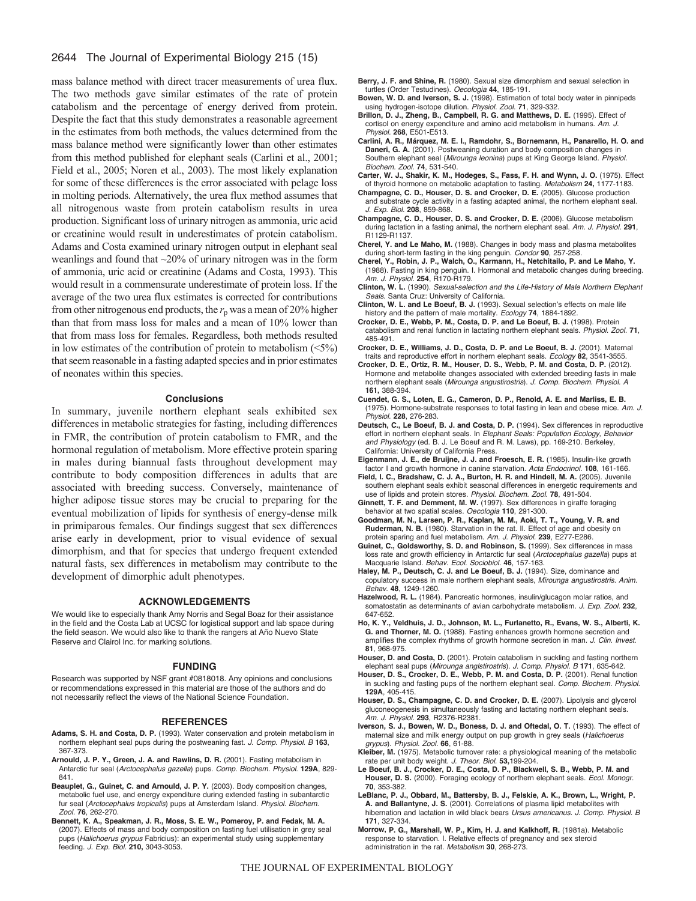mass balance method with direct tracer measurements of urea flux. The two methods gave similar estimates of the rate of protein catabolism and the percentage of energy derived from protein. Despite the fact that this study demonstrates a reasonable agreement in the estimates from both methods, the values determined from the mass balance method were significantly lower than other estimates from this method published for elephant seals (Carlini et al., 2001; Field et al., 2005; Noren et al., 2003). The most likely explanation for some of these differences is the error associated with pelage loss in molting periods. Alternatively, the urea flux method assumes that all nitrogenous waste from protein catabolism results in urea production. Significant loss of urinary nitrogen as ammonia, uric acid or creatinine would result in underestimates of protein catabolism. Adams and Costa examined urinary nitrogen output in elephant seal weanlings and found that ~20% of urinary nitrogen was in the form of ammonia, uric acid or creatinine (Adams and Costa, 1993). This would result in a commensurate underestimate of protein loss. If the average of the two urea flux estimates is corrected for contributions from other nitrogenous end products, the $r_p$ was a mean of 20% higher than that from mass loss for males and a mean of 10% lower than that from mass loss for females. Regardless, both methods resulted in low estimates of the contribution of protein to metabolism (<5%) that seem reasonable in a fasting adapted species and in prior estimates of neonates within this species.

## Conclusions

In summary, juvenile northern elephant seals exhibited sex differences in metabolic strategies for fasting, including differences in FMR, the contribution of protein catabolism to FMR, and the hormonal regulation of metabolism. More effective protein sparing in males during biannual fasts throughout development may contribute to body composition differences in adults that are associated with breeding success. Conversely, maintenance of higher adipose tissue stores may be crucial to preparing for the eventual mobilization of lipids for synthesis of energy-dense milk in primiparous females. Our findings suggest that sex differences arise early in development, prior to visual evidence of sexual dimorphism, and that for species that undergo frequent extended natural fasts, sex differences in metabolism may contribute to the development of dimorphic adult phenotypes.

## ACKNOWLEDGEMENTS

We would like to especially thank Amy Norris and Segal Boaz for their assistance in the field and the Costa Lab at UCSC for logistical support and lab space during the field season. We would also like to thank the rangers at Año Nuevo State Reserve and Clairol Inc. for marking solutions.

## FUNDING

Research was supported by NSF grant #0818018. Any opinions and conclusions or recommendations expressed in this material are those of the authors and do not necessarily reflect the views of the National Science Foundation.

## REFERENCES

**Adams, S. H. and Costa, D. P.** (1993). Water conservation and protein metabolism in northern elephant seal pups during the postweaning fast. *J. Comp. Physiol. B* **163**, 367-373.

**Arnould, J. P. Y., Green, J. A. and Rawlins, D. R.** (2001). Fasting metabolism in Antarctic fur seal (*Arctocephalus gazella*) pups. *Comp. Biochem. Physiol.* **129A**, 829-841.

**Beauplet, G., Guinet, C. and Arnould, J. P. Y.** (2003). Body composition changes, metabolic fuel use, and energy expenditure during extended fasting in subantarctic fur seal (*Arctocephalus tropicalis*) pups at Amsterdam Island. *Physiol. Biochem. Zool.* **76**, 262-270.

**Bennett, K. A., Speakman, J. R., Moss, S. E. W., Pomeroy, P. and Fedak, M. A.** (2007). Effects of mass and body composition on fasting fuel utilisation in grey seal pups (*Halichoerus grypus* Fabricius): an experimental study using supplementary feeding. *J. Exp. Biol.* **210,** 3043-3053.

**Berry, J. F. and Shine, R.** (1980). Sexual size dimorphism and sexual selection in turtles (Order Testudines). *Oecologia* **44**, 185-191.

**Bowen, W. D. and Iverson, S. J.** (1998). Estimation of total body water in pinnipeds using hydrogen-isotope dilution. *Physiol. Zool.* **71**, 329-332.

**Brillon, D. J., Zheng, B., Campbell, R. G. and Matthews, D. E.** (1995). Effect of cortisol on energy expenditure and amino acid metabolism in humans. *Am. J. Physiol.* **268**, E501-E513.

**Carlini, A. R., Márquez, M. E. I., Ramdohr, S., Bornemann, H., Panarello, H. O. and Daneri, G. A.** (2001). Postweaning duration and body composition changes in Southern elephant seal (*Mirounga leonina*) pups at King George Island. *Physiol. Biochem. Zool.* **74**, 531-540.

**Carter, W. J., Shakir, K. M., Hodeges, S., Fass, F. H. and Wynn, J. O.** (1975). Effect of thyroid hormone on metabolic adaptation to fasting. *Metabolism* **24,** 1177-1183.

**Champagne, C. D., Houser, D. S. and Crocker, D. E.** (2005). Glucose production and substrate cycle activity in a fasting adapted animal, the northern elephant seal. *J. Exp. Biol.* **208**, 859-868.

**Champagne, C. D., Houser, D. S. and Crocker, D. E.** (2006). Glucose metabolism during lactation in a fasting animal, the northern elephant seal. *Am. J. Physiol.* **291**, R1129-R1137.

**Cherel, Y. and Le Maho, M.** (1988). Changes in body mass and plasma metabolites during short-term fasting in the king penguin. *Condor* **90**, 257-258.

**Cherel, Y., Robin, J. P., Walch, O., Karmann, H., Netchitailo, P. and Le Maho, Y.** (1988). Fasting in king penguin. I. Hormonal and metabolic changes during breeding. *Am. J. Physiol.* **254**, R170-R179.

**Clinton, W. L.** (1990). *Sexual-selection and the Life-History of Male Northern Elephant Seals.* Santa Cruz: University of California.

**Clinton, W. L. and Le Boeuf, B. J.** (1993). Sexual selection's effects on male life history and the pattern of male mortality. *Ecology* **74**, 1884-1892.

**Crocker, D. E., Webb, P. M., Costa, D. P. and Le Boeuf, B. J.** (1998). Protein catabolism and renal function in lactating northern elephant seals. *Physiol. Zool.* **71**, 485-491.

**Crocker, D. E., Williams, J. D., Costa, D. P. and Le Boeuf, B. J.** (2001). Maternal traits and reproductive effort in northern elephant seals. *Ecology* **82**, 3541-3555.

**Crocker, D. E., Ortiz, R. M., Houser, D. S., Webb, P. M. and Costa, D. P.** (2012). Hormone and metabolite changes associated with extended breeding fasts in male northern elephant seals (*Mirounga angustirostris*). *J. Comp. Biochem. Physiol. A* **161,** 388-394.

**Cuendet, G. S., Loten, E. G., Cameron, D. P., Renold, A. E. and Marliss, E. B.** (1975). Hormone-substrate responses to total fasting in lean and obese mice. *Am. J. Physiol.* **228**, 276-283.

**Deutsch, C., Le Boeuf, B. J. and Costa, D. P.** (1994). Sex differences in reproductive effort in northern elephant seals. In *Elephant Seals: Population Ecology, Behavior and Physiology* (ed. B. J. Le Boeuf and R. M. Laws), pp. 169-210. Berkeley, California: University of California Press.

**Eigenmann, J. E., de Bruijne, J. J. and Froesch, E. R.** (1985). Insulin-like growth factor I and growth hormone in canine starvation. *Acta Endocrinol.* **108**, 161-166.

**Field, I. C., Bradshaw, C. J. A., Burton, H. R. and Hindell, M. A.** (2005). Juvenile southern elephant seals exhibit seasonal differences in energetic requirements and use of lipids and protein stores. *Physiol. Biochem. Zool.* **78**, 491-504.

**Ginnett, T. F. and Demment, M. W.** (1997). Sex differences in giraffe foraging behavior at two spatial scales. *Oecologia* **110**, 291-300.

**Goodman, M. N., Larsen, P. R., Kaplan, M. M., Aoki, T. T., Young, V. R. and Ruderman, N. B.** (1980). Starvation in the rat. II. Effect of age and obesity on protein sparing and fuel metabolism. *Am. J. Physiol.* **239**, E277-E286.

**Guinet, C., Goldsworthy, S. D. and Robinson, S.** (1999). Sex differences in mass loss rate and growth efficiency in Antarctic fur seal (*Arctocephalus gazella*) pups at Macquarie Island. *Behav. Ecol. Sociobiol.* **46**, 157-163.

**Haley, M. P., Deutsch, C. J. and Le Boeuf, B. J.** (1994). Size, dominance and copulatory success in male northern elephant seals, *Mirounga angustirostris. Anim. Behav.* **48**, 1249-1260.

**Hazelwood, R. L.** (1984). Pancreatic hormones, insulin/glucagon molar ratios, and somatostatin as determinants of avian carbohydrate metabolism. *J. Exp. Zool.* **232**, 647-652.

**Ho, K. Y., Veldhuis, J. D., Johnson, M. L., Furlanetto, R., Evans, W. S., Alberti, K. G. and Thorner, M. O.** (1988). Fasting enhances growth hormone secretion and amplifies the complex rhythms of growth hormone secretion in man. *J. Clin. Invest.* **81**, 968-975.

**Houser, D. and Costa, D.** (2001). Protein catabolism in suckling and fasting northern elephant seal pups (*Mirounga anglstirostris*). *J. Comp. Physiol. B* **171**, 635-642.

**Houser, D. S., Crocker, D. E., Webb, P. M. and Costa, D. P.** (2001). Renal function in suckling and fasting pups of the northern elephant seal. *Comp. Biochem. Physiol.* **129A**, 405-415.

**Houser, D. S., Champagne, C. D. and Crocker, D. E.** (2007). Lipolysis and glycerol gluconeogenesis in simultaneously fasting and lactating northern elephant seals. *Am. J. Physiol.* **293**, R2376-R2381.

**Iverson, S. J., Bowen, W. D., Boness, D. J. and Oftedal, O. T.** (1993). The effect of maternal size and milk energy output on pup growth in grey seals (*Halichoerus grypus*). *Physiol. Zool.* **66**, 61-88.

**Kleiber, M.** (1975). Metabolic turnover rate: a physiological meaning of the metabolic rate per unit body weight. *J. Theor. Biol.* **53,**199-204.

**Le Boeuf, B. J., Crocker, D. E., Costa, D. P., Blackwell, S. B., Webb, P. M. and Houser, D. S.** (2000). Foraging ecology of northern elephant seals. *Ecol. Monogr.* **70**, 353-382.

**LeBlanc, P. J., Obbard, M., Battersby, B. J., Felskie, A. K., Brown, L., Wright, P. A. and Ballantyne, J. S.** (2001). Correlations of plasma lipid metabolites with hibernation and lactation in wild black bears *Ursus americanus. J. Comp. Physiol. B* **171**, 327-334.

**Morrow, P. G., Marshall, W. P., Kim, H. J. and Kalkhoff, R.** (1981a). Metabolic response to starvation. I. Relative effects of pregnancy and sex steroid administration in the rat. *Metabolism* **30**, 268-273.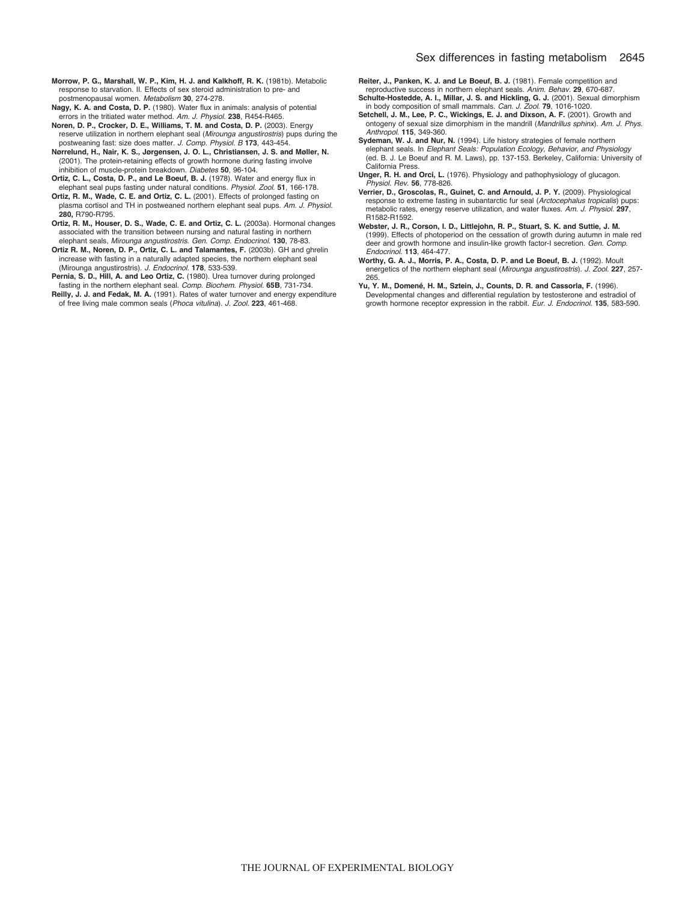**Morrow, P. G., Marshall, W. P., Kim, H. J. and Kalkhoff, R. K.** (1981b). Metabolic response to starvation. II. Effects of sex steroid administration to pre- and postmenopausal women. *Metabolism* **30**, 274-278.

**Nagy, K. A. and Costa, D. P.** (1980). Water flux in animals: analysis of potential errors in the tritiated water method. *Am. J. Physiol.* **238**, R454-R465.

**Noren, D. P., Crocker, D. E., Williams, T. M. and Costa, D. P.** (2003). Energy reserve utilization in northern elephant seal (*Mirounga angustirostris*) pups during the postweaning fast: size does matter. *J. Comp. Physiol. B* **173**, 443-454.

**Nørrelund, H., Nair, K. S., Jørgensen, J. O. L., Christiansen, J. S. and Møller, N.** (2001). The protein-retaining effects of growth hormone during fasting involve inhibition of muscle-protein breakdown. *Diabetes* **50**, 96-104.

**Ortiz, C. L., Costa, D. P., and Le Boeuf, B. J.** (1978). Water and energy flux in elephant seal pups fasting under natural conditions. *Physiol. Zool.* **51**, 166-178.

**Ortiz, R. M., Wade, C. E. and Ortiz, C. L.** (2001). Effects of prolonged fasting on plasma cortisol and TH in postweaned northern elephant seal pups. *Am. J. Physiol.* **280,** R790-R795.

**Ortiz, R. M., Houser, D. S., Wade, C. E. and Ortiz, C. L.** (2003a). Hormonal changes associated with the transition between nursing and natural fasting in northern elephant seals, *Mirounga angustirostris. Gen. Comp. Endocrinol.* **130**, 78-83.

**Ortiz R. M., Noren, D. P., Ortiz, C. L. and Talamantes, F.** (2003b). GH and ghrelin increase with fasting in a naturally adapted species, the northern elephant seal (Mirounga angustirostris). *J. Endocrinol.* **178**, 533-539.

**Pernia, S. D., Hill, A. and Leo Ortiz, C.** (1980). Urea turnover during prolonged fasting in the northern elephant seal. *Comp. Biochem. Physiol.* **65B**, 731-734.

**Reilly, J. J. and Fedak, M. A.** (1991). Rates of water turnover and energy expenditure of free living male common seals (*Phoca vitulina*). *J. Zool.* **223**, 461-468.

**Reiter, J., Panken, K. J. and Le Boeuf, B. J.** (1981). Female competition and reproductive success in northern elephant seals. *Anim. Behav.* **29**, 670-687.

**Schulte-Hostedde, A. I., Millar, J. S. and Hickling, G. J.** (2001). Sexual dimorphism in body composition of small mammals. *Can. J. Zool.* **79**, 1016-1020.

**Setchell, J. M., Lee, P. C., Wickings, E. J. and Dixson, A. F.** (2001). Growth and ontogeny of sexual size dimorphism in the mandrill (*Mandrillus sphinx*). *Am. J. Phys. Anthropol.* **115**, 349-360.

**Sydeman, W. J. and Nur, N.** (1994). Life history strategies of female northern elephant seals. In *Elephant Seals: Population Ecology, Behavior, and Physiology* (ed. B. J. Le Boeuf and R. M. Laws), pp. 137-153. Berkeley, California: University of California Press.

**Unger, R. H. and Orci, L.** (1976). Physiology and pathophysiology of glucagon. *Physiol. Rev.* **56**, 778-826.

**Verrier, D., Groscolas, R., Guinet, C. and Arnould, J. P. Y.** (2009). Physiological response to extreme fasting in subantarctic fur seal (*Arctocephalus tropicalis*) pups: metabolic rates, energy reserve utilization, and water fluxes. *Am. J. Physiol.* **297**, R1582-R1592.

**Webster, J. R., Corson, I. D., Littlejohn, R. P., Stuart, S. K. and Suttie, J. M.** (1999). Effects of photoperiod on the cessation of growth during autumn in male red deer and growth hormone and insulin-like growth factor-I secretion. *Gen. Comp. Endocrinol.* **113**, 464-477.

**Worthy, G. A. J., Morris, P. A., Costa, D. P. and Le Boeuf, B. J.** (1992). Moult energetics of the northern elephant seal (*Mirounga angustirostris*). *J. Zool.* **227**, 257-265.

**Yu, Y. M., Domené, H. M., Sztein, J., Counts, D. R. and Cassorla, F.** (1996). Developmental changes and differential regulation by testosterone and estradiol of growth hormone receptor expression in the rabbit. *Eur. J. Endocrinol.* **135**, 583-590.